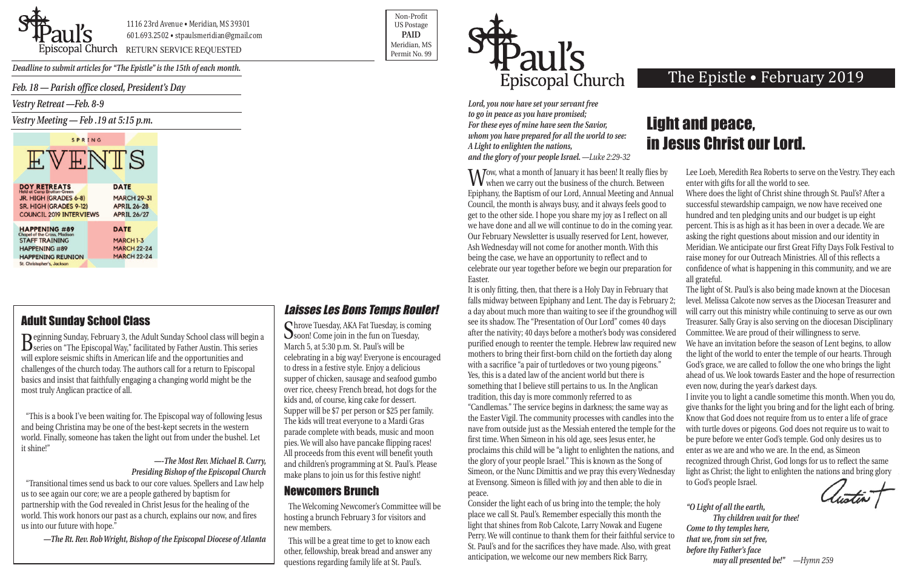St. Paul's Episcopal Church

1116 23rd Avenue • Meridian, MS 39301
601.693.2502 • stpaulsmeridian@gmail.com
RETURN SERVICE REQUESTED

Non-Profit
US Postage
**PAID**
Meridian, MS
Permit No. 99

*Deadline to submit articles for "The Epistle" is the 15th of each month.*

*Feb. 18 — Parish office closed, President's Day*

*Vestry Retreat —Feb. 8-9*

*Vestry Meeting — Feb .19 at 5:15 p.m.*

SPRING

# EVENTS

| DOY RETREATS (Held at Camp Bratton-Green) | DATE |
|---|---|
| JR. HIGH (GRADES 6-8) | MARCH 29-31 |
| SR. HIGH (GRADES 9-12) | APRIL 26-28 |
| COUNCIL 2019 INTERVIEWS | APRIL 26/27 |

| HAPPENING #89 (Chapel of the Cross, Madison) | DATE |
|---|---|
| STAFF TRAINING | MARCH 1-3 |
| HAPPENING #89 | MARCH 22-24 |
| HAPPENING REUNION (St. Christopher's, Jackson) | MARCH 22-24 |

## Adult Sunday School Class

Beginning Sunday, February 3, the Adult Sunday School class will begin a series on "The Episcopal Way," facilitated by Father Austin. This series will explore seismic shifts in American life and the opportunities and challenges of the church today. The authors call for a return to Episcopal basics and insist that faithfully engaging a changing world might be the most truly Anglican practice of all.

"This is a book I've been waiting for. The Episcopal way of following Jesus and being Christina may be one of the best-kept secrets in the western world. Finally, someone has taken the light out from under the bushel. Let it shine!"

*—The Most Rev. Michael B. Curry, Presiding Bishop of the Episcopal Church*

"Transitional times send us back to our core values. Spellers and Law help us to see again our core; we are a people gathered by baptism for partnership with the God revealed in Christ Jesus for the healing of the world. This work honors our past as a church, explains our now, and fires us into our future with hope."

*—The Rt. Rev. Rob Wright, Bishop of the Episcopal Diocese of Atlanta*

## *Laisses Les Bons Temps Rouler!*

Shrove Tuesday, AKA Fat Tuesday, is coming soon! Come join in the fun on Tuesday, March 5, at 5:30 p.m. St. Paul's will be celebrating in a big way! Everyone is encouraged to dress in a festive style. Enjoy a delicious supper of chicken, sausage and seafood gumbo over rice, cheesy French bread, hot dogs for the kids and, of course, king cake for dessert. Supper will be $7 per person or $25 per family. The kids will treat everyone to a Mardi Gras parade complete with beads, music and moon pies. We will also have pancake flipping races! All proceeds from this event will benefit youth and children's programming at St. Paul's. Please make plans to join us for this festive night!

## Newcomers Brunch

The Welcoming Newcomer's Committee will be hosting a brunch February 3 for visitors and new members.

This will be a great time to get to know each other, fellowship, break bread and answer any questions regarding family life at St. Paul's.

St. Paul's Episcopal Church

# The Epistle • February 2019

*Lord, you now have set your servant free*
*to go in peace as you have promised;*
*For these eyes of mine have seen the Savior,*
*whom you have prepared for all the world to see:*
*A Light to enlighten the nations,*
*and the glory of your people Israel. —Luke 2:29-32*

## Light and peace, in Jesus Christ our Lord.

Wow, what a month of January it has been! It really flies by when we carry out the business of the church. Between Epiphany, the Baptism of our Lord, Annual Meeting and Annual Council, the month is always busy, and it always feels good to get to the other side. I hope you share my joy as I reflect on all we have done and all we will continue to do in the coming year. Our February Newsletter is usually reserved for Lent, however, Ash Wednesday will not come for another month. With this being the case, we have an opportunity to reflect and to celebrate our year together before we begin our preparation for Easter.

It is only fitting, then, that there is a Holy Day in February that falls midway between Epiphany and Lent. The day is February 2; a day about much more than waiting to see if the groundhog will see its shadow. The "Presentation of Our Lord" comes 40 days after the nativity; 40 days before a mother's body was considered purified enough to reenter the temple. Hebrew law required new mothers to bring their first-born child on the fortieth day along with a sacrifice "a pair of turtledoves or two young pigeons." Yes, this is a dated law of the ancient world but there is something that I believe still pertains to us. In the Anglican tradition, this day is more commonly referred to as "Candlemas." The service begins in darkness; the same way as the Easter Vigil. The community processes with candles into the nave from outside just as the Messiah entered the temple for the first time. When Simeon in his old age, sees Jesus enter, he proclaims this child will be "a light to enlighten the nations, and the glory of your people Israel." This is known as the Song of Simeon, or the Nunc Dimittis and we pray this every Wednesday at Evensong. Simeon is filled with joy and then able to die in peace.

Consider the light each of us bring into the temple; the holy place we call St. Paul's. Remember especially this month the light that shines from Rob Calcote, Larry Nowak and Eugene Perry. We will continue to thank them for their faithful service to St. Paul's and for the sacrifices they have made. Also, with great anticipation, we welcome our new members Rick Barry, Lee Loeb, Meredith Rea Roberts to serve on the Vestry. They each enter with gifts for all the world to see.

Where does the light of Christ shine through St. Paul's? After a successful stewardship campaign, we now have received one hundred and ten pledging units and our budget is up eight percent. This is as high as it has been in over a decade. We are asking the right questions about mission and our identity in Meridian. We anticipate our first Great Fifty Days Folk Festival to raise money for our Outreach Ministries. All of this reflects a confidence of what is happening in this community, and we are all grateful.

The light of St. Paul's is also being made known at the Diocesan level. Melissa Calcote now serves as the Diocesan Treasurer and will carry out this ministry while continuing to serve as our own Treasurer. Sally Gray is also serving on the diocesan Disciplinary Committee. We are proud of their willingness to serve.

We have an invitation before the season of Lent begins, to allow the light of the world to enter the temple of our hearts. Through God's grace, we are called to follow the one who brings the light ahead of us. We look towards Easter and the hope of resurrection even now, during the year's darkest days.

I invite you to light a candle sometime this month. When you do, give thanks for the light you bring and for the light each of bring. Know that God does not require from us to enter a life of grace with turtle doves or pigeons. God does not require us to wait to be pure before we enter God's temple. God only desires us to enter as we are and who we are. In the end, as Simeon recognized through Christ, God longs for us to reflect the same light as Christ; the light to enlighten the nations and bring glory to God's people Israel.

Austin +

*"O Light of all the earth,*
*Thy children wait for thee!*
*Come to thy temples here,*
*that we, from sin set free,*
*before thy Father's face*
*may all presented be!" —Hymn 259*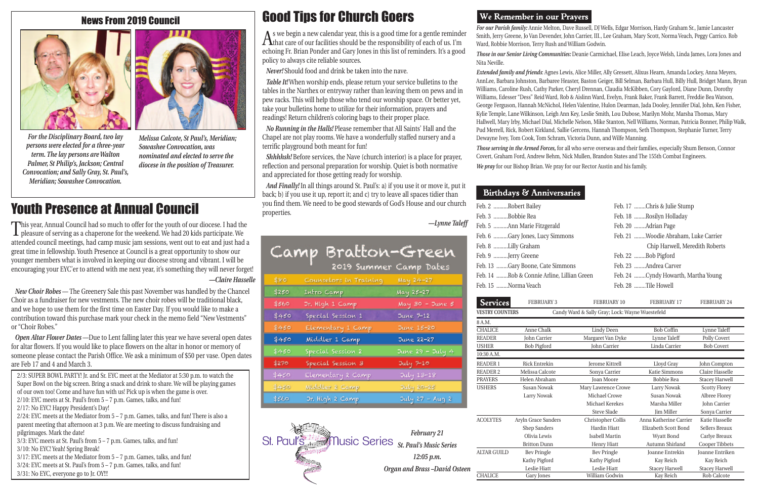## News From 2019 Council

*For the Disciplinary Board, two lay persons were elected for a three-year term. The lay persons are Walton Palmer, St Philip's, Jackson; Central Convocation; and Sally Gray, St. Paul's, Meridian; Sowashee Convocation.*

*Melissa Calcote, St Paul's, Meridian; Sowashee Convocation, was nominated and elected to serve the diocese in the position of Treasurer.*

# Youth Presence at Annual Council

This year, Annual Council had so much to offer for the youth of our diocese. I had the pleasure of serving as a chaperone for the weekend. We had 20 kids participate. We attended council meetings, had camp music jam sessions, went out to eat and just had a great time in fellowship. Youth Presence at Council is a great opportunity to show our younger members what is involved in keeping our diocese strong and vibrant. I will be encouraging your EYC'er to attend with me next year, it's something they will never forget!

*—Claire Hasselle*

*New Choir Robes* — The Greenery Sale this past November was handled by the Chancel Choir as a fundraiser for new vestments. The new choir robes will be traditional black, and we hope to use them for the first time on Easter Day. If you would like to make a contribution toward this purchase mark your check in the memo field "New Vestments" or "Choir Robes."

*Open Altar Flower Dates* —Due to Lent falling later this year we have several open dates for altar flowers. If you would like to place flowers on the altar in honor or memory of someone please contact the Parish Office. We ask a minimum of $50 per vase. Open dates are Feb 17 and 4 and March 3.

2/3: SUPER BOWL PARTY! Jr. and Sr. EYC meet at the Mediator at 5:30 p.m. to watch the Super Bowl on the big screen. Bring a snack and drink to share. We will be playing games of our own too! Come and have fun with us! Pick up is when the game is over.
2/10: EYC meets at St. Paul's from 5 – 7 p.m. Games, talks, and fun!
2/17: No EYC! Happy President's Day!
2/24: EYC meets at the Mediator from 5 – 7 p.m. Games, talks, and fun! There is also a parent meeting that afternoon at 3 p.m. We are meeting to discuss fundraising and pilgrimages. Mark the date!
3/3: EYC meets at St. Paul's from 5 – 7 p.m. Games, talks, and fun!
3/10: No EYC! Yeah! Spring Break!
3/17: EYC meets at the Mediator from 5 – 7 p.m. Games, talks, and fun!
3/24: EYC meets at St. Paul's from 5 – 7 p.m. Games, talks, and fun!
3/31: No EYC, everyone go to Jr. OY!!!

# Good Tips for Church Goers

As we begin a new calendar year, this is a good time for a gentle reminder that care of our facilities should be the responsibility of each of us. I'm echoing Fr. Brian Ponder and Gary Jones in this list of reminders. It's a good policy to always cite reliable sources.

*Never!* Should food and drink be taken into the nave.

*Table It!* When worship ends, please return your service bulletins to the tables in the Narthex or entryway rather than leaving them on pews and in pew racks. This will help those who tend our worship space. Or better yet, take your bulletins home to utilize for their information, prayers and readings! Return children's coloring bags to their proper place.

*No Running in the Halls!* Please remember that All Saints' Hall and the Chapel are not play rooms. We have a wonderfully staffed nursery and a terrific playground both meant for fun!

*Shhhhsh!* Before services, the Nave (church interior) is a place for prayer, reflection and personal preparation for worship. Quiet is both normative and appreciated for those getting ready for worship.

*And Finally!* In all things around St. Paul's: a) if you use it or move it, put it back; b) if you use it up, report it; and c) try to leave all spaces tidier than you find them. We need to be good stewards of God's House and our church properties.

*—Lynne Taleff*

## Camp Bratton-Green
### 2019 Summer Camp Dates

| | | |
|---|---|---|
| $80 | Counselors in Training | May 24-27 |
| $250 | Intro Camp | May 25-27 |
| $560 | Jr. High 1 Camp | May 30 - June 5 |
| $450 | Special Session 1 | June 7-12 |
| $450 | Elementary 1 Camp | June 15-20 |
| $450 | Middler 1 Camp | June 22-27 |
| $450 | Special Session 2 | June 29 - July 4 |
| $270 | Special Session 3 | July 7-10 |
| $450 | Elementary 2 Camp | July 13-18 |
| $450 | Middler 2 Camp | July 20-25 |
| $560 | Jr. High 2 Camp | July 27 - Aug 2 |

St. Paul's Music Series

*February 21*
*St. Paul's Music Series*
*12:05 p.m.*
*Organ and Brass –David Osteen*

## We Remember in our Prayers

*For our Parish family:* Annie Melton, Dave Russell, DJ Wells, Edgar Morrison, Hardy Graham Sr., Jamie Lancaster Smith, Jerry Greene, Jo Van Devender, John Carrier, III., Lee Graham, Mary Scott, Norma Veach, Peggy Carrico. Rob Ward, Robbie Morrison, Terry Rush and William Godwin.

*Those in our Senior Living Communities:* Deanie Carmichael, Elise Leach, Joyce Welsh, Linda James, Lora Jones and Nita Neville.

*Extended family and friends*: Agnes Lewis, Alice Miller, Ally Gressett, Alixus Hearn, Amanda Lockey, Anna Meyers, AnnLee, Barbara Johnston, Barbaree Heaster, Baston Geiger, Bill Selman, Barbara Hull, Billy Hull, Bridget Mann, Bryan Williams, Caroline Rush, Cathy Parker, Cheryl Drennan, Claudia McKibben, Cory Gaylord, Diane Dunn, Dorothy Williams, Edesser "Dess" Reid Ward, Rob & Aislinn Ward, Evelyn, Frank Baker, Frank Barrett, Freddie Bea Watson, George Ferguson, Hannah McNichol, Helen Valentine, Hulon Dearman, Jada Dooley, Jennifer Dial, John, Ken Fisher, Kylie Temple, Lane Wilkinson, Leigh Ann Key, Leslie Smith, Lou Dubose, Marilyn Mohr, Marsha Thomas, Mary Hallwell, Mary Irby, Michael Dial, Michelle Nelson, Mike Stanton, Nell Williams, Norman, Patricia Bonner, Philip Walk, Pud Merrell, Rick, Robert Kirkland, Sallie Gercens, Hannah Thompson, Seth Thompson, Stephanie Turner, Terry Dewayne Ivey, Tom Cook, Tom Schram, Victoria Dunn, and Wilfe Manning.

*Those serving in the Armed Forces,* for all who serve overseas and their families, especially Shum Benson, Connor Covert, Graham Ford, Andrew Behm, Nick Mullen, Brandon States and The 155th Combat Engineers.

*We pray* for our Bishop Brian. We pray for our Rector Austin and his family.

## Birthdays & Anniversaries

Feb. 2 ..........Robert Bailey
Feb. 3 ..........Bobbie Rea
Feb. 5 ..........Ann Marie Fitzgerald
Feb. 6 ..........Gary Jones, Lucy Simmons
Feb. 8 ..........Lilly Graham
Feb. 9 ..........Jerry Greene
Feb. 13 ........Gary Boone, Cate Simmons
Feb. 14 ........Rob & Connie Arline, Lillian Green
Feb. 15 ........Norma Veach
Feb. 17 ........Chris & Julie Stump
Feb. 18 ........Rosilyn Holladay
Feb. 20 ........Adrian Page
Feb. 21 ........Woodie Abraham, Luke Carrier
Chip Harwell, Meredith Roberts
Feb. 22 ........Bob Pigford
Feb. 23 ........Andrea Carver
Feb. 24 ........Cyndy Howarth, Martha Young
Feb. 28 ........Tile Howell

## Services

| Services | FEBRUARY 3 | FEBRUARY 10 | FEBRUARY 17 | FEBRUARY 24 |
|---|---|---|---|---|
| VESTRY COUNTERS | Candy Ward & Sally Gray; Lock: Wayne Wuestefeld | | | |
| 8 A.M. | | | | |
| CHALICE | Anne Chalk | Lindy Deen | Bob Coffin | Lynne Taleff |
| READER | John Carrier | Margaret Van Dyke | Lynne Taleff | Polly Covert |
| USHER | Bob Pigford | John Carrier | Linda Carrier | Bob Covert |
| 10:30 A.M. | | | | |
| READER 1 | Rick Entrekin | Jerome Kittrell | Lloyd Gray | John Compton |
| READER 2 | Melissa Calcote | Sonya Carrier | Katie Simmons | Claire Hasselle |
| PRAYERS | Helen Abraham | Joan Moore | Bobbie Rea | Stacey Harwell |
| USHERS | Susan Nowak | Mary Lawrence Crowe | Larry Nowak | Scotty Florey |
| | Larry Nowak | Michael Crowe | Susan Nowak | Albree Florey |
| | | Michael Kerekes | Marsha Miller | John Carrier |
| | | Steve Slade | Jim Miller | Sonya Carrier |
| ACOLYTES | Aryln Grace Sanders | Christopher Collis | Anna Katherine Carrier | Katie Hasselle |
| | Shep Sanders | Hardin Hiatt | Elizabeth Scott Bond | Sellers Breaux |
| | Olivia Lewis | Isabell Martin | Wyatt Bond | Carlye Breaux |
| | Britton Dunn | Henry Hiatt | Autumn Shirland | Cooper Tibbets |
| ALTAR GUILD | Bev Pringle | Bev Pringle | Joanne Entrekin | Joanne Entriken |
| | Kathy Pigford | Kathy Pigford | Kay Reich | Kay Reich |
| | Leslie Hiatt | Leslie Hiatt | Stacey Harwell | Stacey Harwell |
| CHALICE | Gary Jones | William Godwin | Kay Reich | Rob Calcote |